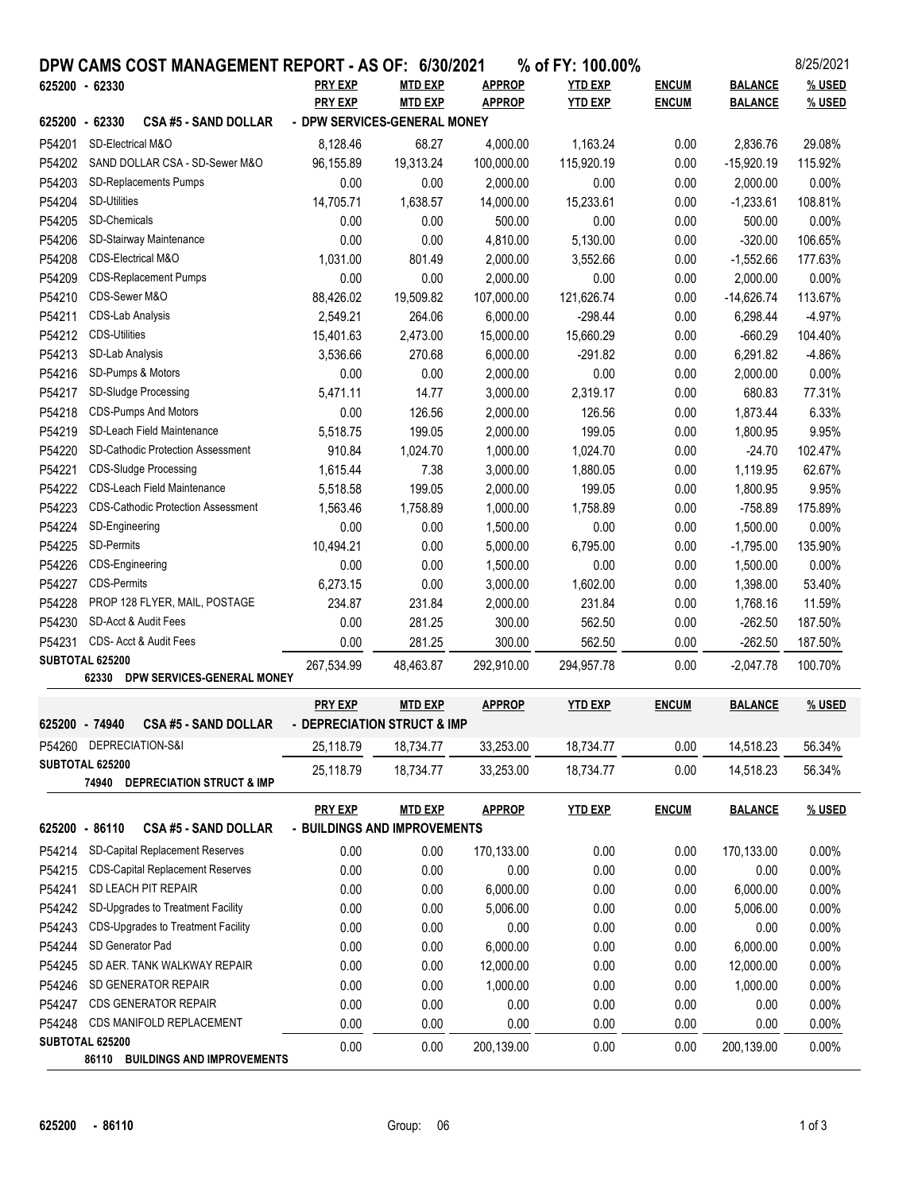# DPW CAMS COST MANAGEMENT REPORT - AS OF: 6/30/2021 % of FY: 100.00%

8/25/2021

625200 - 62330

## 625200 - 62330 CSA #5 - SAND DOLLAR - DPW SERVICES-GENERAL MONEY

| | | PRY EXP | MTD EXP | APPROP | YTD EXP | ENCUM | BALANCE | % USED |
|---|---|---|---|---|---|---|---|---|
| P54201 | SD-Electrical M&O | 8,128.46 | 68.27 | 4,000.00 | 1,163.24 | 0.00 | 2,836.76 | 29.08% |
| P54202 | SAND DOLLAR CSA - SD-Sewer M&O | 96,155.89 | 19,313.24 | 100,000.00 | 115,920.19 | 0.00 | -15,920.19 | 115.92% |
| P54203 | SD-Replacements Pumps | 0.00 | 0.00 | 2,000.00 | 0.00 | 0.00 | 2,000.00 | 0.00% |
| P54204 | SD-Utilities | 14,705.71 | 1,638.57 | 14,000.00 | 15,233.61 | 0.00 | -1,233.61 | 108.81% |
| P54205 | SD-Chemicals | 0.00 | 0.00 | 500.00 | 0.00 | 0.00 | 500.00 | 0.00% |
| P54206 | SD-Stairway Maintenance | 0.00 | 0.00 | 4,810.00 | 5,130.00 | 0.00 | -320.00 | 106.65% |
| P54208 | CDS-Electrical M&O | 1,031.00 | 801.49 | 2,000.00 | 3,552.66 | 0.00 | -1,552.66 | 177.63% |
| P54209 | CDS-Replacement Pumps | 0.00 | 0.00 | 2,000.00 | 0.00 | 0.00 | 2,000.00 | 0.00% |
| P54210 | CDS-Sewer M&O | 88,426.02 | 19,509.82 | 107,000.00 | 121,626.74 | 0.00 | -14,626.74 | 113.67% |
| P54211 | CDS-Lab Analysis | 2,549.21 | 264.06 | 6,000.00 | -298.44 | 0.00 | 6,298.44 | -4.97% |
| P54212 | CDS-Utilities | 15,401.63 | 2,473.00 | 15,000.00 | 15,660.29 | 0.00 | -660.29 | 104.40% |
| P54213 | SD-Lab Analysis | 3,536.66 | 270.68 | 6,000.00 | -291.82 | 0.00 | 6,291.82 | -4.86% |
| P54216 | SD-Pumps & Motors | 0.00 | 0.00 | 2,000.00 | 0.00 | 0.00 | 2,000.00 | 0.00% |
| P54217 | SD-Sludge Processing | 5,471.11 | 14.77 | 3,000.00 | 2,319.17 | 0.00 | 680.83 | 77.31% |
| P54218 | CDS-Pumps And Motors | 0.00 | 126.56 | 2,000.00 | 126.56 | 0.00 | 1,873.44 | 6.33% |
| P54219 | SD-Leach Field Maintenance | 5,518.75 | 199.05 | 2,000.00 | 199.05 | 0.00 | 1,800.95 | 9.95% |
| P54220 | SD-Cathodic Protection Assessment | 910.84 | 1,024.70 | 1,000.00 | 1,024.70 | 0.00 | -24.70 | 102.47% |
| P54221 | CDS-Sludge Processing | 1,615.44 | 7.38 | 3,000.00 | 1,880.05 | 0.00 | 1,119.95 | 62.67% |
| P54222 | CDS-Leach Field Maintenance | 5,518.58 | 199.05 | 2,000.00 | 199.05 | 0.00 | 1,800.95 | 9.95% |
| P54223 | CDS-Cathodic Protection Assessment | 1,563.46 | 1,758.89 | 1,000.00 | 1,758.89 | 0.00 | -758.89 | 175.89% |
| P54224 | SD-Engineering | 0.00 | 0.00 | 1,500.00 | 0.00 | 0.00 | 1,500.00 | 0.00% |
| P54225 | SD-Permits | 10,494.21 | 0.00 | 5,000.00 | 6,795.00 | 0.00 | -1,795.00 | 135.90% |
| P54226 | CDS-Engineering | 0.00 | 0.00 | 1,500.00 | 0.00 | 0.00 | 1,500.00 | 0.00% |
| P54227 | CDS-Permits | 6,273.15 | 0.00 | 3,000.00 | 1,602.00 | 0.00 | 1,398.00 | 53.40% |
| P54228 | PROP 128 FLYER, MAIL, POSTAGE | 234.87 | 231.84 | 2,000.00 | 231.84 | 0.00 | 1,768.16 | 11.59% |
| P54230 | SD-Acct & Audit Fees | 0.00 | 281.25 | 300.00 | 562.50 | 0.00 | -262.50 | 187.50% |
| P54231 | CDS- Acct & Audit Fees | 0.00 | 281.25 | 300.00 | 562.50 | 0.00 | -262.50 | 187.50% |
| SUBTOTAL 625200 | 62330 DPW SERVICES-GENERAL MONEY | 267,534.99 | 48,463.87 | 292,910.00 | 294,957.78 | 0.00 | -2,047.78 | 100.70% |

## 625200 - 74940 CSA #5 - SAND DOLLAR - DEPRECIATION STRUCT & IMP

| | | PRY EXP | MTD EXP | APPROP | YTD EXP | ENCUM | BALANCE | % USED |
|---|---|---|---|---|---|---|---|---|
| P54260 | DEPRECIATION-S&I | 25,118.79 | 18,734.77 | 33,253.00 | 18,734.77 | 0.00 | 14,518.23 | 56.34% |
| SUBTOTAL 625200 | 74940 DEPRECIATION STRUCT & IMP | 25,118.79 | 18,734.77 | 33,253.00 | 18,734.77 | 0.00 | 14,518.23 | 56.34% |

## 625200 - 86110 CSA #5 - SAND DOLLAR - BUILDINGS AND IMPROVEMENTS

| | | PRY EXP | MTD EXP | APPROP | YTD EXP | ENCUM | BALANCE | % USED |
|---|---|---|---|---|---|---|---|---|
| P54214 | SD-Capital Replacement Reserves | 0.00 | 0.00 | 170,133.00 | 0.00 | 0.00 | 170,133.00 | 0.00% |
| P54215 | CDS-Capital Replacement Reserves | 0.00 | 0.00 | 0.00 | 0.00 | 0.00 | 0.00 | 0.00% |
| P54241 | SD LEACH PIT REPAIR | 0.00 | 0.00 | 6,000.00 | 0.00 | 0.00 | 6,000.00 | 0.00% |
| P54242 | SD-Upgrades to Treatment Facility | 0.00 | 0.00 | 5,006.00 | 0.00 | 0.00 | 5,006.00 | 0.00% |
| P54243 | CDS-Upgrades to Treatment Facility | 0.00 | 0.00 | 0.00 | 0.00 | 0.00 | 0.00 | 0.00% |
| P54244 | SD Generator Pad | 0.00 | 0.00 | 6,000.00 | 0.00 | 0.00 | 6,000.00 | 0.00% |
| P54245 | SD AER. TANK WALKWAY REPAIR | 0.00 | 0.00 | 12,000.00 | 0.00 | 0.00 | 12,000.00 | 0.00% |
| P54246 | SD GENERATOR REPAIR | 0.00 | 0.00 | 1,000.00 | 0.00 | 0.00 | 1,000.00 | 0.00% |
| P54247 | CDS GENERATOR REPAIR | 0.00 | 0.00 | 0.00 | 0.00 | 0.00 | 0.00 | 0.00% |
| P54248 | CDS MANIFOLD REPLACEMENT | 0.00 | 0.00 | 0.00 | 0.00 | 0.00 | 0.00 | 0.00% |
| SUBTOTAL 625200 | 86110 BUILDINGS AND IMPROVEMENTS | 0.00 | 0.00 | 200,139.00 | 0.00 | 0.00 | 200,139.00 | 0.00% |

625200 - 86110 Group: 06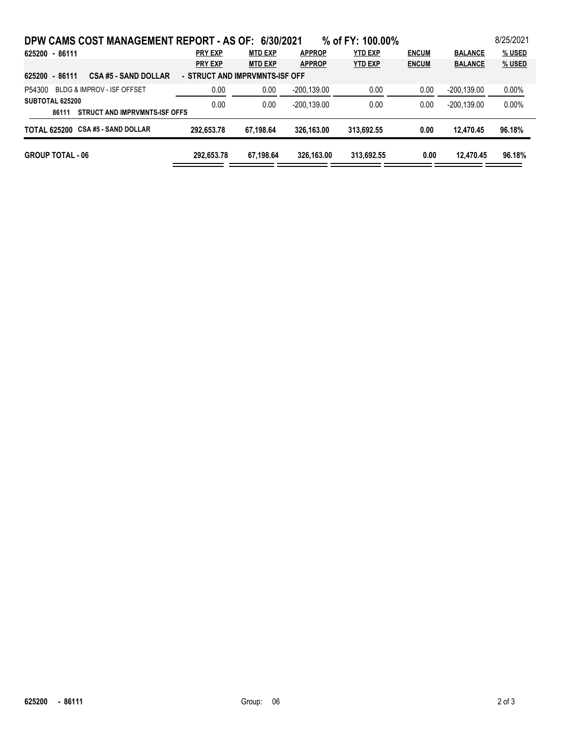# DPW CAMS COST MANAGEMENT REPORT - AS OF: 6/30/2021 % of FY: 100.00%

8/25/2021

| 625200 - 86111 | PRY EXP | MTD EXP | APPROP | YTD EXP | ENCUM | BALANCE | % USED |
|---|---|---|---|---|---|---|---|
| | PRY EXP | MTD EXP | APPROP | YTD EXP | ENCUM | BALANCE | % USED |
| **625200 - 86111 CSA #5 - SAND DOLLAR** | **- STRUCT AND IMPRVMNTS-ISF OFF** | | | | | | |
| P54300 BLDG & IMPROV - ISF OFFSET | 0.00 | 0.00 | -200,139.00 | 0.00 | 0.00 | -200,139.00 | 0.00% |
| **SUBTOTAL 625200** **86111 STRUCT AND IMPRVMNTS-ISF OFFS** | 0.00 | 0.00 | -200,139.00 | 0.00 | 0.00 | -200,139.00 | 0.00% |
| **TOTAL 625200 CSA #5 - SAND DOLLAR** | **292,653.78** | **67,198.64** | **326,163.00** | **313,692.55** | **0.00** | **12,470.45** | **96.18%** |
| **GROUP TOTAL - 06** | **292,653.78** | **67,198.64** | **326,163.00** | **313,692.55** | **0.00** | **12,470.45** | **96.18%** |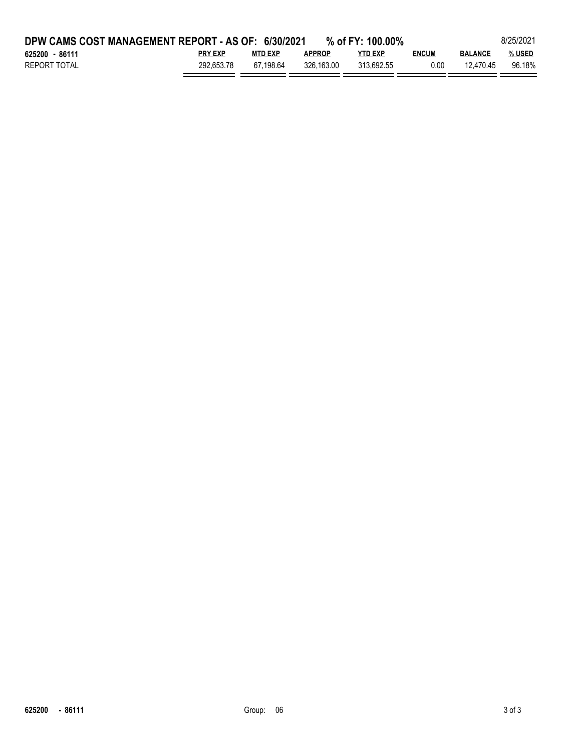**DPW CAMS COST MANAGEMENT REPORT - AS OF: 6/30/2021 % of FY: 100.00%** 8/25/2021

| 625200 - 86111 | PRY EXP | MTD EXP | APPROP | YTD EXP | ENCUM | BALANCE | % USED |
|---|---|---|---|---|---|---|---|
| REPORT TOTAL | 292,653.78 | 67,198.64 | 326,163.00 | 313,692.55 | 0.00 | 12,470.45 | 96.18% |

**625200 - 86111** Group: 06